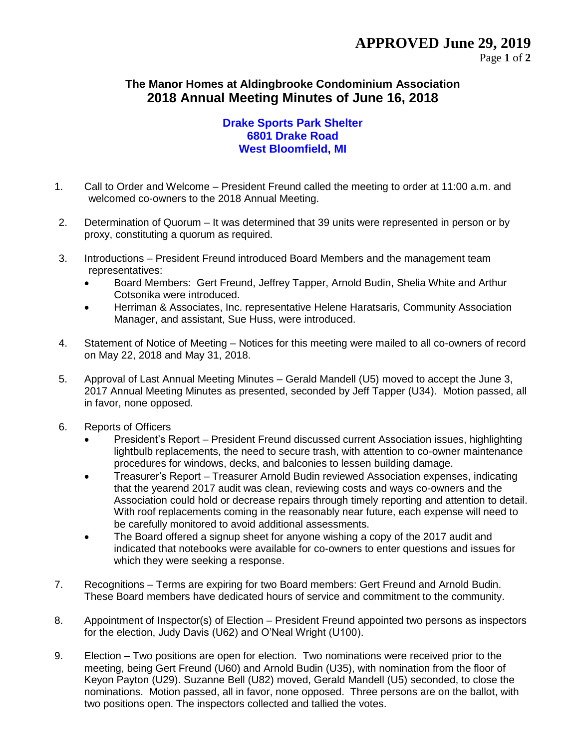**APPROVED June 29, 2019**

## The Manor Homes at Aldingbrooke Condominium Association
# 2018 Annual Meeting Minutes of June 16, 2018

**Drake Sports Park Shelter**
**6801 Drake Road**
**West Bloomfield, MI**

1. Call to Order and Welcome – President Freund called the meeting to order at 11:00 a.m. and welcomed co-owners to the 2018 Annual Meeting.

2. Determination of Quorum – It was determined that 39 units were represented in person or by proxy, constituting a quorum as required.

3. Introductions – President Freund introduced Board Members and the management team representatives:
   - Board Members: Gert Freund, Jeffrey Tapper, Arnold Budin, Shelia White and Arthur Cotsonika were introduced.
   - Herriman & Associates, Inc. representative Helene Haratsaris, Community Association Manager, and assistant, Sue Huss, were introduced.

4. Statement of Notice of Meeting – Notices for this meeting were mailed to all co-owners of record on May 22, 2018 and May 31, 2018.

5. Approval of Last Annual Meeting Minutes – Gerald Mandell (U5) moved to accept the June 3, 2017 Annual Meeting Minutes as presented, seconded by Jeff Tapper (U34). Motion passed, all in favor, none opposed.

6. Reports of Officers
   - President's Report – President Freund discussed current Association issues, highlighting lightbulb replacements, the need to secure trash, with attention to co-owner maintenance procedures for windows, decks, and balconies to lessen building damage.
   - Treasurer's Report – Treasurer Arnold Budin reviewed Association expenses, indicating that the yearend 2017 audit was clean, reviewing costs and ways co-owners and the Association could hold or decrease repairs through timely reporting and attention to detail. With roof replacements coming in the reasonably near future, each expense will need to be carefully monitored to avoid additional assessments.
   - The Board offered a signup sheet for anyone wishing a copy of the 2017 audit and indicated that notebooks were available for co-owners to enter questions and issues for which they were seeking a response.

7. Recognitions – Terms are expiring for two Board members: Gert Freund and Arnold Budin. These Board members have dedicated hours of service and commitment to the community.

8. Appointment of Inspector(s) of Election – President Freund appointed two persons as inspectors for the election, Judy Davis (U62) and O'Neal Wright (U100).

9. Election – Two positions are open for election. Two nominations were received prior to the meeting, being Gert Freund (U60) and Arnold Budin (U35), with nomination from the floor of Keyon Payton (U29). Suzanne Bell (U82) moved, Gerald Mandell (U5) seconded, to close the nominations. Motion passed, all in favor, none opposed. Three persons are on the ballot, with two positions open. The inspectors collected and tallied the votes.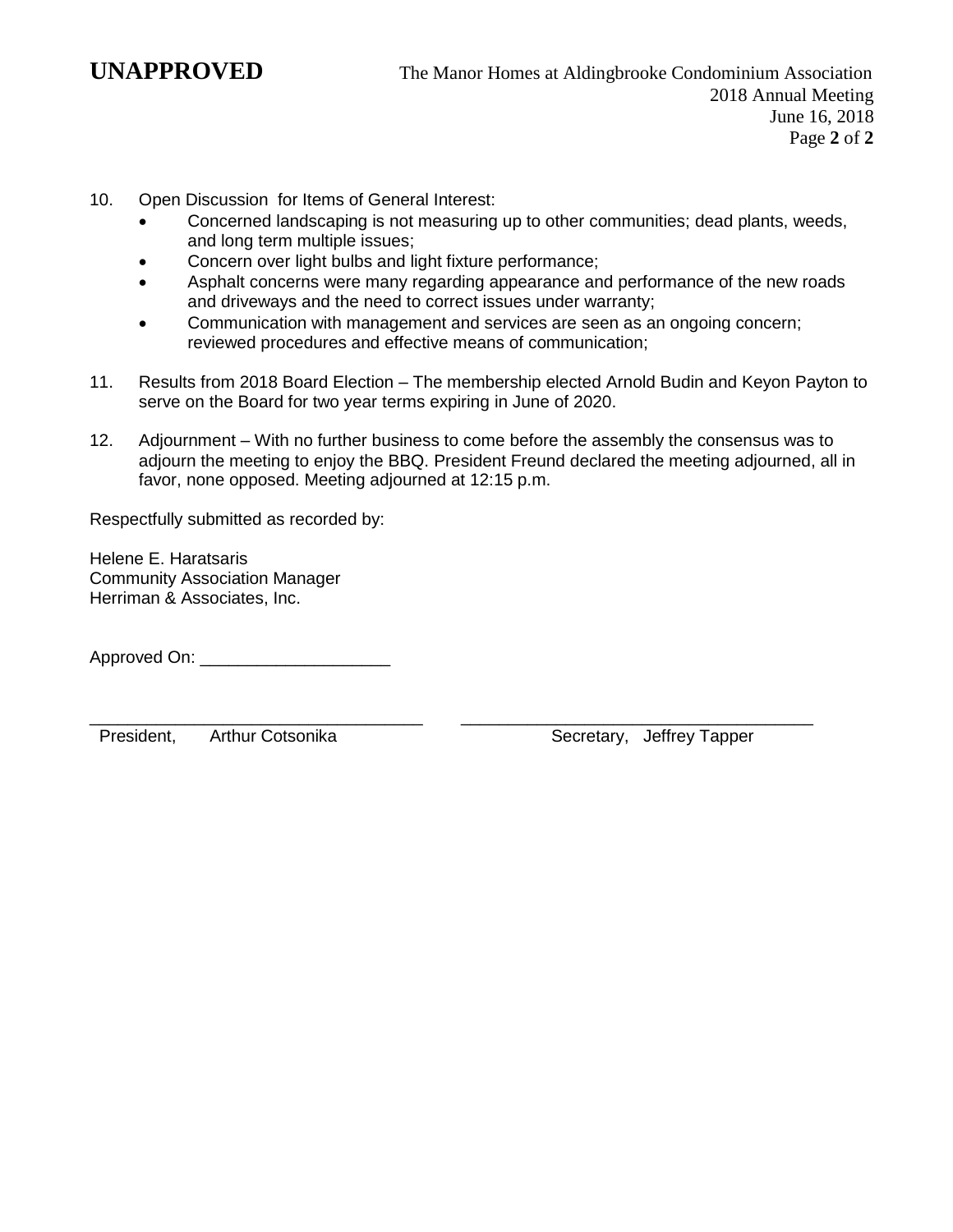10. Open Discussion for Items of General Interest:
    - Concerned landscaping is not measuring up to other communities; dead plants, weeds, and long term multiple issues;
    - Concern over light bulbs and light fixture performance;
    - Asphalt concerns were many regarding appearance and performance of the new roads and driveways and the need to correct issues under warranty;
    - Communication with management and services are seen as an ongoing concern; reviewed procedures and effective means of communication;

11. Results from 2018 Board Election – The membership elected Arnold Budin and Keyon Payton to serve on the Board for two year terms expiring in June of 2020.

12. Adjournment – With no further business to come before the assembly the consensus was to adjourn the meeting to enjoy the BBQ. President Freund declared the meeting adjourned, all in favor, none opposed. Meeting adjourned at 12:15 p.m.

Respectfully submitted as recorded by:

Helene E. Haratsaris
Community Association Manager
Herriman & Associates, Inc.

Approved On: ____________________

___________________________________ ___________________________________
President, Arthur Cotsonika Secretary, Jeffrey Tapper